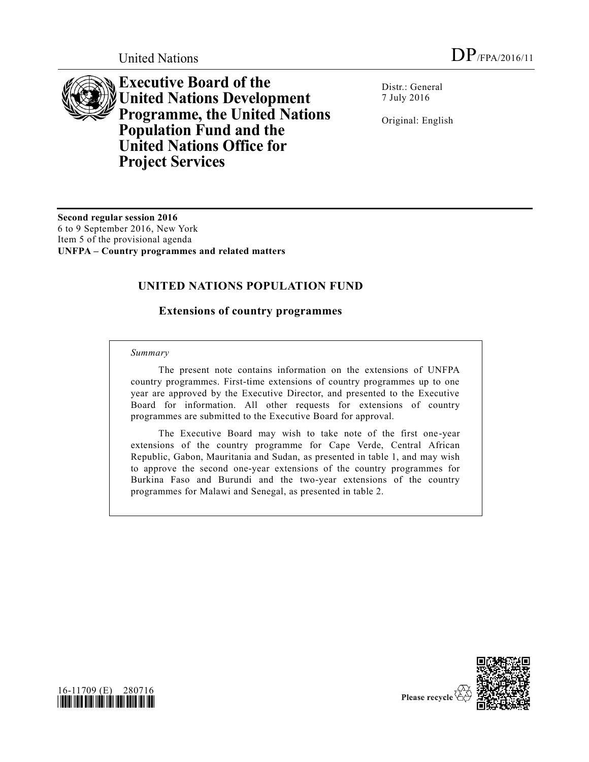United Nations

DP/FPA/2016/11

# Executive Board of the United Nations Development Programme, the United Nations Population Fund and the United Nations Office for Project Services

Distr.: General
7 July 2016

Original: English

**Second regular session 2016**
6 to 9 September 2016, New York
Item 5 of the provisional agenda
**UNFPA – Country programmes and related matters**

## UNITED NATIONS POPULATION FUND

### Extensions of country programmes

*Summary*

The present note contains information on the extensions of UNFPA country programmes. First-time extensions of country programmes up to one year are approved by the Executive Director, and presented to the Executive Board for information. All other requests for extensions of country programmes are submitted to the Executive Board for approval.

The Executive Board may wish to take note of the first one-year extensions of the country programme for Cape Verde, Central African Republic, Gabon, Mauritania and Sudan, as presented in table 1, and may wish to approve the second one-year extensions of the country programmes for Burkina Faso and Burundi and the two-year extensions of the country programmes for Malawi and Senegal, as presented in table 2.

16-11709 (E) 280716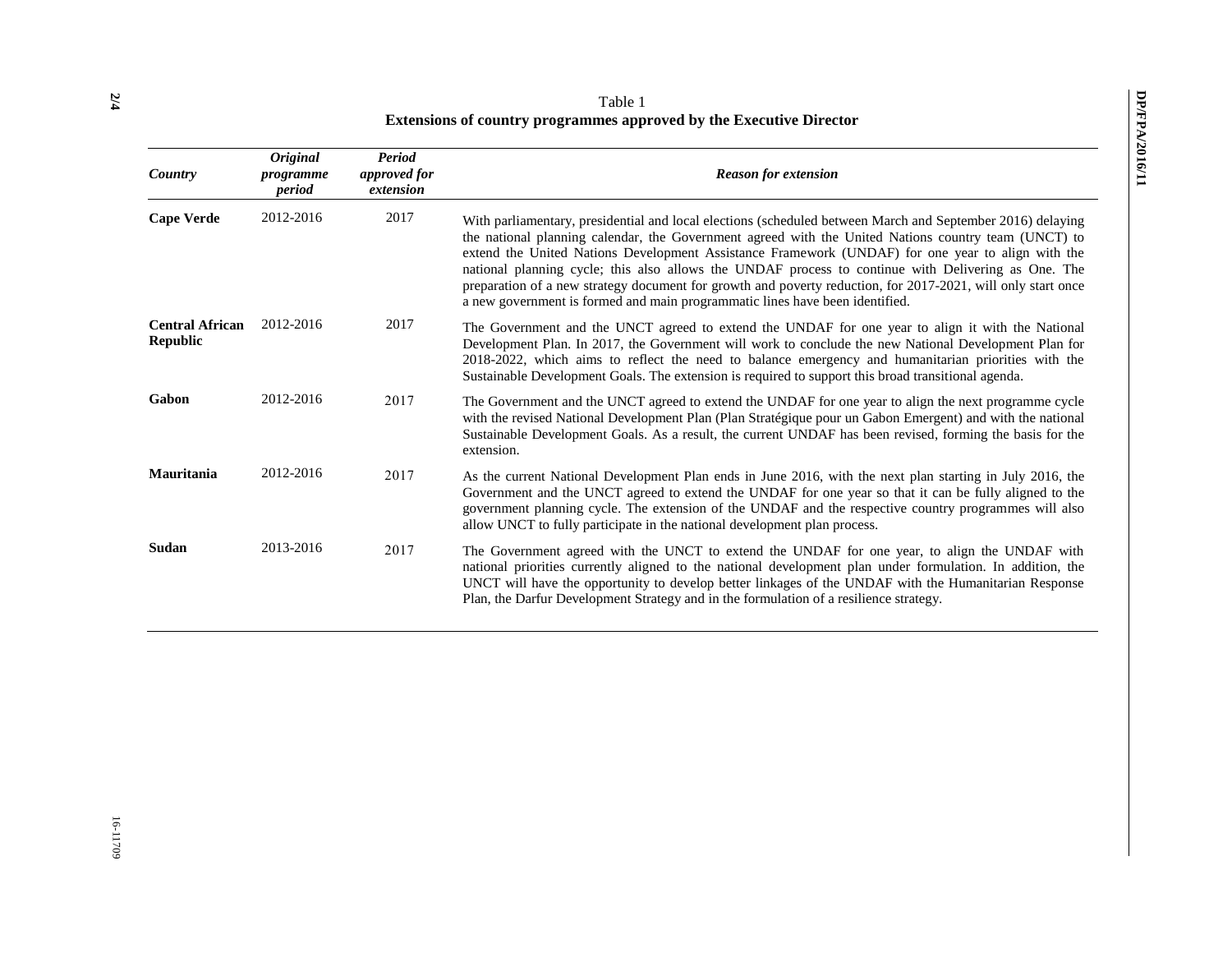Table 1

**Extensions of country programmes approved by the Executive Director**

| *Country* | *Original programme period* | *Period approved for extension* | *Reason for extension* |
|---|---|---|---|
| **Cape Verde** | 2012-2016 | 2017 | With parliamentary, presidential and local elections (scheduled between March and September 2016) delaying the national planning calendar, the Government agreed with the United Nations country team (UNCT) to extend the United Nations Development Assistance Framework (UNDAF) for one year to align with the national planning cycle; this also allows the UNDAF process to continue with Delivering as One. The preparation of a new strategy document for growth and poverty reduction, for 2017-2021, will only start once a new government is formed and main programmatic lines have been identified. |
| **Central African Republic** | 2012-2016 | 2017 | The Government and the UNCT agreed to extend the UNDAF for one year to align it with the National Development Plan. In 2017, the Government will work to conclude the new National Development Plan for 2018-2022, which aims to reflect the need to balance emergency and humanitarian priorities with the Sustainable Development Goals. The extension is required to support this broad transitional agenda. |
| **Gabon** | 2012-2016 | 2017 | The Government and the UNCT agreed to extend the UNDAF for one year to align the next programme cycle with the revised National Development Plan (Plan Stratégique pour un Gabon Emergent) and with the national Sustainable Development Goals. As a result, the current UNDAF has been revised, forming the basis for the extension. |
| **Mauritania** | 2012-2016 | 2017 | As the current National Development Plan ends in June 2016, with the next plan starting in July 2016, the Government and the UNCT agreed to extend the UNDAF for one year so that it can be fully aligned to the government planning cycle. The extension of the UNDAF and the respective country programmes will also allow UNCT to fully participate in the national development plan process. |
| **Sudan** | 2013-2016 | 2017 | The Government agreed with the UNCT to extend the UNDAF for one year, to align the UNDAF with national priorities currently aligned to the national development plan under formulation. In addition, the UNCT will have the opportunity to develop better linkages of the UNDAF with the Humanitarian Response Plan, the Darfur Development Strategy and in the formulation of a resilience strategy. |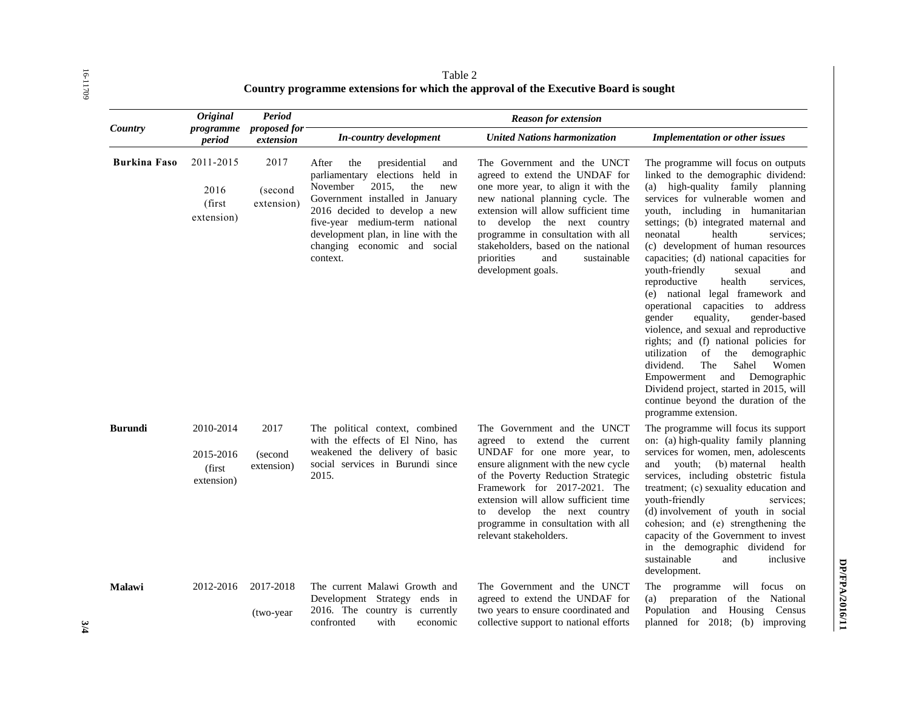Table 2
**Country programme extensions for which the approval of the Executive Board is sought**

| Country | Original programme period | Period proposed for extension | Reason for extension | | |
|---|---|---|---|---|---|
| | | | *In-country development* | *United Nations harmonization* | *Implementation or other issues* |
| **Burkina Faso** | 2011-2015<br><br>2016 (first extension) | 2017<br><br>(second extension) | After the presidential and parliamentary elections held in November 2015, the new Government installed in January 2016 decided to develop a new five-year medium-term national development plan, in line with the changing economic and social context. | The Government and the UNCT agreed to extend the UNDAF for one more year, to align it with the new national planning cycle. The extension will allow sufficient time to develop the next country programme in consultation with all stakeholders, based on the national priorities and sustainable development goals. | The programme will focus on outputs linked to the demographic dividend: (a) high-quality family planning services for vulnerable women and youth, including in humanitarian settings; (b) integrated maternal and neonatal health services; (c) development of human resources capacities; (d) national capacities for youth-friendly sexual and reproductive health services, (e) national legal framework and operational capacities to address gender equality, gender-based violence, and sexual and reproductive rights; and (f) national policies for utilization of the demographic dividend. The Sahel Women Empowerment and Demographic Dividend project, started in 2015, will continue beyond the duration of the programme extension. |
| **Burundi** | 2010-2014<br><br>2015-2016 (first extension) | 2017<br><br>(second extension) | The political context, combined with the effects of El Nino, has weakened the delivery of basic social services in Burundi since 2015. | The Government and the UNCT agreed to extend the current UNDAF for one more year, to ensure alignment with the new cycle of the Poverty Reduction Strategic Framework for 2017-2021. The extension will allow sufficient time to develop the next country programme in consultation with all relevant stakeholders. | The programme will focus its support on: (a) high-quality family planning services for women, men, adolescents and youth; (b) maternal health services, including obstetric fistula treatment; (c) sexuality education and youth-friendly services; (d) involvement of youth in social cohesion; and (e) strengthening the capacity of the Government to invest in the demographic dividend for sustainable and inclusive development. |
| **Malawi** | 2012-2016 | 2017-2018<br><br>(two-year | The current Malawi Growth and Development Strategy ends in 2016. The country is currently confronted with economic | The Government and the UNCT agreed to extend the UNDAF for two years to ensure coordinated and collective support to national efforts | The programme will focus on (a) preparation of the National Population and Housing Census planned for 2018; (b) improving |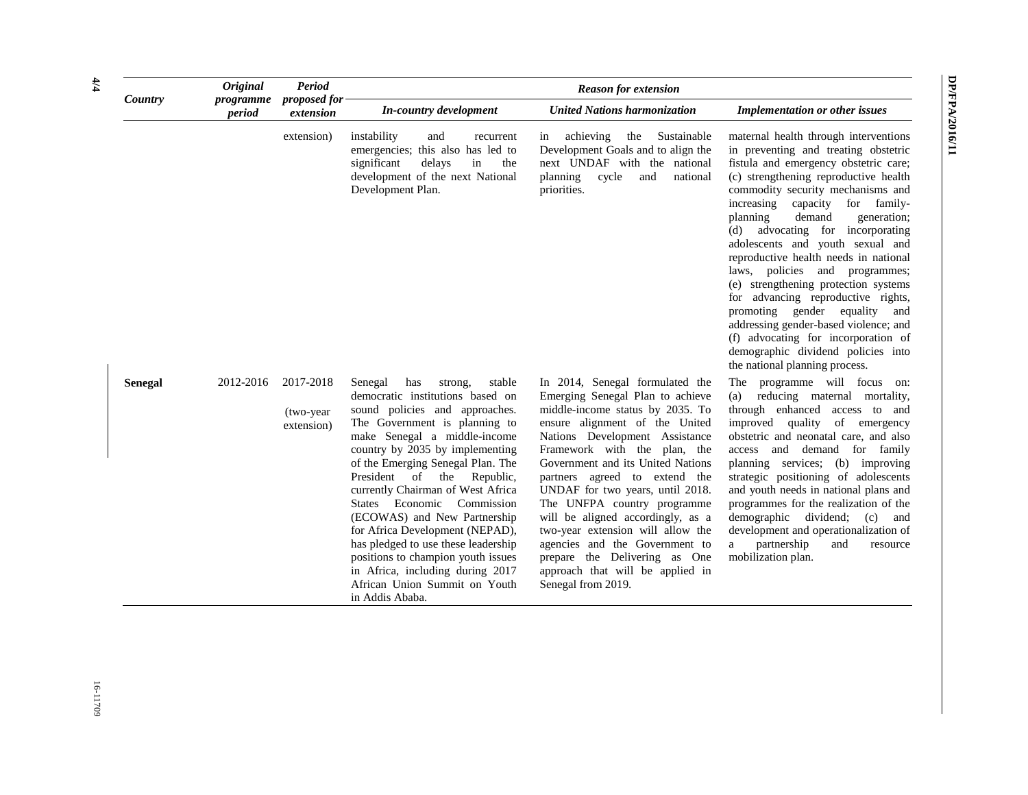| Country | Original programme period | Period proposed for extension | Reason for extension | | |
|---|---|---|---|---|---|
| | | | *In-country development* | *United Nations harmonization* | *Implementation or other issues* |
| | | extension) | instability and recurrent emergencies; this also has led to significant delays in the development of the next National Development Plan. | in achieving the Sustainable Development Goals and to align the next UNDAF with the national planning cycle and national priorities. | maternal health through interventions in preventing and treating obstetric fistula and emergency obstetric care; (c) strengthening reproductive health commodity security mechanisms and increasing capacity for family-planning demand generation; (d) advocating for incorporating adolescents and youth sexual and reproductive health needs in national laws, policies and programmes; (e) strengthening protection systems for advancing reproductive rights, promoting gender equality and addressing gender-based violence; and (f) advocating for incorporation of demographic dividend policies into the national planning process. |
| **Senegal** | 2012-2016 | 2017-2018 (two-year extension) | Senegal has strong, stable democratic institutions based on sound policies and approaches. The Government is planning to make Senegal a middle-income country by 2035 by implementing of the Emerging Senegal Plan. The President of the Republic, currently Chairman of West Africa States Economic Commission (ECOWAS) and New Partnership for Africa Development (NEPAD), has pledged to use these leadership positions to champion youth issues in Africa, including during 2017 African Union Summit on Youth in Addis Ababa. | In 2014, Senegal formulated the Emerging Senegal Plan to achieve middle-income status by 2035. To ensure alignment of the United Nations Development Assistance Framework with the plan, the Government and its United Nations partners agreed to extend the UNDAF for two years, until 2018. The UNFPA country programme will be aligned accordingly, as a two-year extension will allow the agencies and the Government to prepare the Delivering as One approach that will be applied in Senegal from 2019. | The programme will focus on: (a) reducing maternal mortality, through enhanced access to and improved quality of emergency obstetric and neonatal care, and also access and demand for family planning services; (b) improving strategic positioning of adolescents and youth needs in national plans and programmes for the realization of the demographic dividend; (c) and development and operationalization of a partnership and resource mobilization plan. |